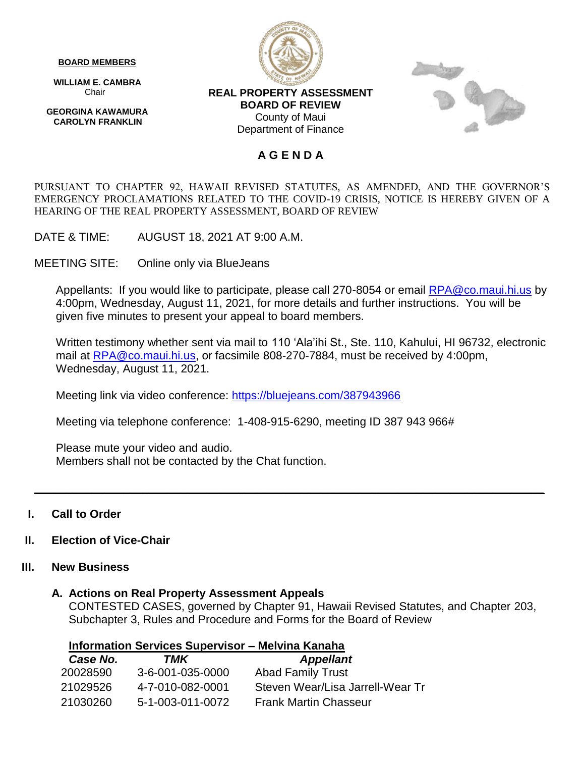**BOARD MEMBERS**

**WILLIAM E. CAMBRA**
Chair

**GEORGINA KAWAMURA**
**CAROLYN FRANKLIN**

**REAL PROPERTY ASSESSMENT**
**BOARD OF REVIEW**
County of Maui
Department of Finance

# A G E N D A

PURSUANT TO CHAPTER 92, HAWAII REVISED STATUTES, AS AMENDED, AND THE GOVERNOR'S EMERGENCY PROCLAMATIONS RELATED TO THE COVID-19 CRISIS, NOTICE IS HEREBY GIVEN OF A HEARING OF THE REAL PROPERTY ASSESSMENT, BOARD OF REVIEW

DATE & TIME: AUGUST 18, 2021 AT 9:00 A.M.

MEETING SITE: Online only via BlueJeans

Appellants: If you would like to participate, please call 270-8054 or email RPA@co.maui.hi.us by 4:00pm, Wednesday, August 11, 2021, for more details and further instructions. You will be given five minutes to present your appeal to board members.

Written testimony whether sent via mail to 110 'Ala'ihi St., Ste. 110, Kahului, HI 96732, electronic mail at RPA@co.maui.hi.us, or facsimile 808-270-7884, must be received by 4:00pm, Wednesday, August 11, 2021.

Meeting link via video conference: https://bluejeans.com/387943966

Meeting via telephone conference: 1-408-915-6290, meeting ID 387 943 966#

Please mute your video and audio.
Members shall not be contacted by the Chat function.

---

## I. Call to Order

## II. Election of Vice-Chair

## III. New Business

### A. Actions on Real Property Assessment Appeals

CONTESTED CASES, governed by Chapter 91, Hawaii Revised Statutes, and Chapter 203, Subchapter 3, Rules and Procedure and Forms for the Board of Review

**Information Services Supervisor – Melvina Kanaha**

| *Case No.* | *TMK* | *Appellant* |
|---|---|---|
| 20028590 | 3-6-001-035-0000 | Abad Family Trust |
| 21029526 | 4-7-010-082-0001 | Steven Wear/Lisa Jarrell-Wear Tr |
| 21030260 | 5-1-003-011-0072 | Frank Martin Chasseur |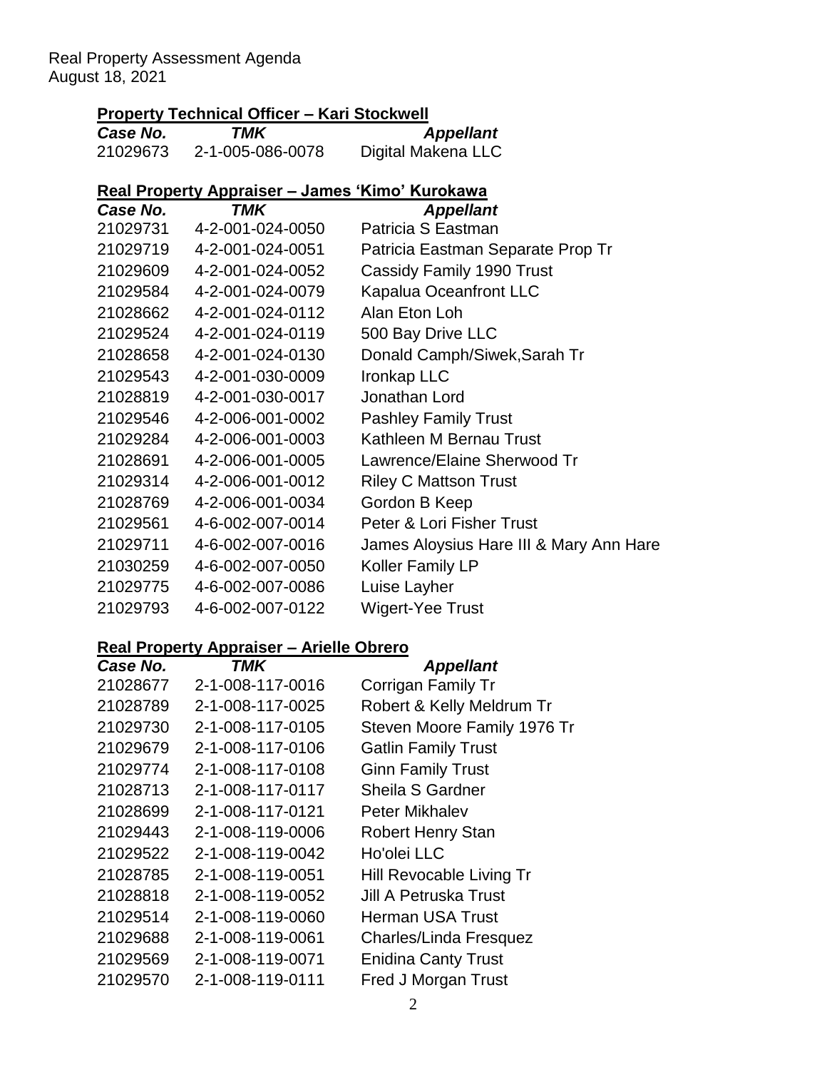## Property Technical Officer – Kari Stockwell

| *Case No.* | *TMK* | *Appellant* |
|---|---|---|
| 21029673 | 2-1-005-086-0078 | Digital Makena LLC |

## Real Property Appraiser – James 'Kimo' Kurokawa

| *Case No.* | *TMK* | *Appellant* |
|---|---|---|
| 21029731 | 4-2-001-024-0050 | Patricia S Eastman |
| 21029719 | 4-2-001-024-0051 | Patricia Eastman Separate Prop Tr |
| 21029609 | 4-2-001-024-0052 | Cassidy Family 1990 Trust |
| 21029584 | 4-2-001-024-0079 | Kapalua Oceanfront LLC |
| 21028662 | 4-2-001-024-0112 | Alan Eton Loh |
| 21029524 | 4-2-001-024-0119 | 500 Bay Drive LLC |
| 21028658 | 4-2-001-024-0130 | Donald Camph/Siwek,Sarah Tr |
| 21029543 | 4-2-001-030-0009 | Ironkap LLC |
| 21028819 | 4-2-001-030-0017 | Jonathan Lord |
| 21029546 | 4-2-006-001-0002 | Pashley Family Trust |
| 21029284 | 4-2-006-001-0003 | Kathleen M Bernau Trust |
| 21028691 | 4-2-006-001-0005 | Lawrence/Elaine Sherwood Tr |
| 21029314 | 4-2-006-001-0012 | Riley C Mattson Trust |
| 21028769 | 4-2-006-001-0034 | Gordon B Keep |
| 21029561 | 4-6-002-007-0014 | Peter & Lori Fisher Trust |
| 21029711 | 4-6-002-007-0016 | James Aloysius Hare III & Mary Ann Hare |
| 21030259 | 4-6-002-007-0050 | Koller Family LP |
| 21029775 | 4-6-002-007-0086 | Luise Layher |
| 21029793 | 4-6-002-007-0122 | Wigert-Yee Trust |

## Real Property Appraiser – Arielle Obrero

| *Case No.* | *TMK* | *Appellant* |
|---|---|---|
| 21028677 | 2-1-008-117-0016 | Corrigan Family Tr |
| 21028789 | 2-1-008-117-0025 | Robert & Kelly Meldrum Tr |
| 21029730 | 2-1-008-117-0105 | Steven Moore Family 1976 Tr |
| 21029679 | 2-1-008-117-0106 | Gatlin Family Trust |
| 21029774 | 2-1-008-117-0108 | Ginn Family Trust |
| 21028713 | 2-1-008-117-0117 | Sheila S Gardner |
| 21028699 | 2-1-008-117-0121 | Peter Mikhalev |
| 21029443 | 2-1-008-119-0006 | Robert Henry Stan |
| 21029522 | 2-1-008-119-0042 | Ho'olei LLC |
| 21028785 | 2-1-008-119-0051 | Hill Revocable Living Tr |
| 21028818 | 2-1-008-119-0052 | Jill A Petruska Trust |
| 21029514 | 2-1-008-119-0060 | Herman USA Trust |
| 21029688 | 2-1-008-119-0061 | Charles/Linda Fresquez |
| 21029569 | 2-1-008-119-0071 | Enidina Canty Trust |
| 21029570 | 2-1-008-119-0111 | Fred J Morgan Trust |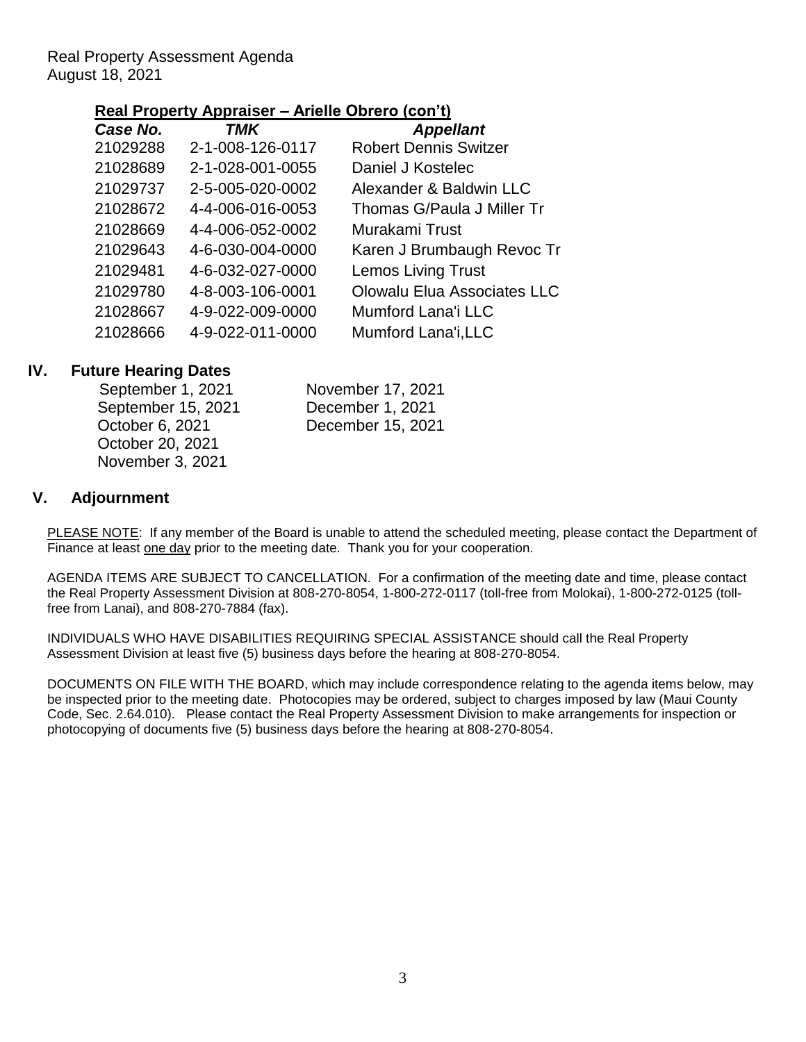Real Property Assessment Agenda
August 18, 2021

**Real Property Appraiser – Arielle Obrero (con't)**

| *Case No.* | *TMK* | *Appellant* |
|---|---|---|
| 21029288 | 2-1-008-126-0117 | Robert Dennis Switzer |
| 21028689 | 2-1-028-001-0055 | Daniel J Kostelec |
| 21029737 | 2-5-005-020-0002 | Alexander & Baldwin LLC |
| 21028672 | 4-4-006-016-0053 | Thomas G/Paula J Miller Tr |
| 21028669 | 4-4-006-052-0002 | Murakami Trust |
| 21029643 | 4-6-030-004-0000 | Karen J Brumbaugh Revoc Tr |
| 21029481 | 4-6-032-027-0000 | Lemos Living Trust |
| 21029780 | 4-8-003-106-0001 | Olowalu Elua Associates LLC |
| 21028667 | 4-9-022-009-0000 | Mumford Lana'i LLC |
| 21028666 | 4-9-022-011-0000 | Mumford Lana'i,LLC |

## IV. Future Hearing Dates

September 1, 2021
September 15, 2021
October 6, 2021
October 20, 2021
November 3, 2021
November 17, 2021
December 1, 2021
December 15, 2021

## V. Adjournment

PLEASE NOTE: If any member of the Board is unable to attend the scheduled meeting, please contact the Department of Finance at least one day prior to the meeting date. Thank you for your cooperation.

AGENDA ITEMS ARE SUBJECT TO CANCELLATION. For a confirmation of the meeting date and time, please contact the Real Property Assessment Division at 808-270-8054, 1-800-272-0117 (toll-free from Molokai), 1-800-272-0125 (toll-free from Lanai), and 808-270-7884 (fax).

INDIVIDUALS WHO HAVE DISABILITIES REQUIRING SPECIAL ASSISTANCE should call the Real Property Assessment Division at least five (5) business days before the hearing at 808-270-8054.

DOCUMENTS ON FILE WITH THE BOARD, which may include correspondence relating to the agenda items below, may be inspected prior to the meeting date. Photocopies may be ordered, subject to charges imposed by law (Maui County Code, Sec. 2.64.010). Please contact the Real Property Assessment Division to make arrangements for inspection or photocopying of documents five (5) business days before the hearing at 808-270-8054.